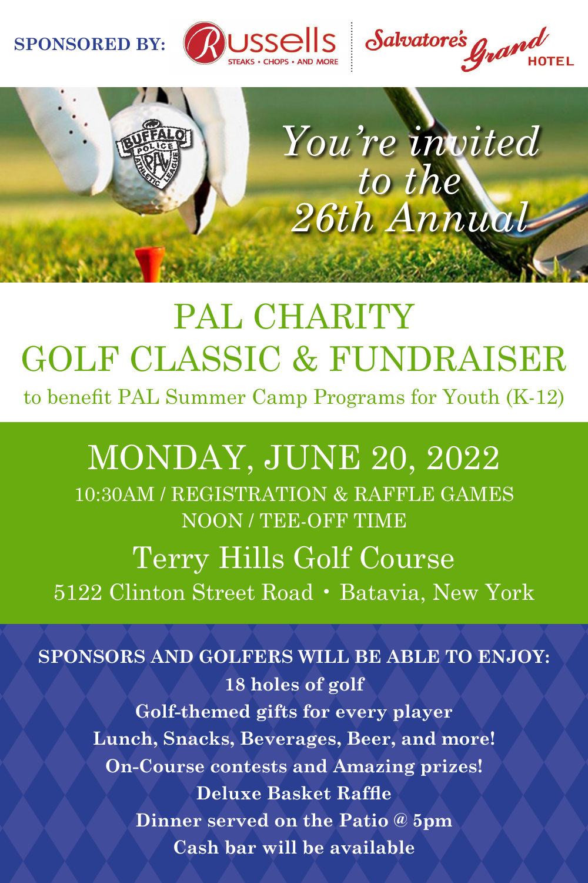SPONSORED BY: Russells STEAKS • CHOPS • AND MORE | Salvatore's Grand HOTEL

*You're invited to the 26th Annual*

# PAL CHARITY GOLF CLASSIC & FUNDRAISER

to benefit PAL Summer Camp Programs for Youth (K-12)

## MONDAY, JUNE 20, 2022

10:30AM / REGISTRATION & RAFFLE GAMES

NOON / TEE-OFF TIME

## Terry Hills Golf Course

5122 Clinton Street Road • Batavia, New York

**SPONSORS AND GOLFERS WILL BE ABLE TO ENJOY:**

**18 holes of golf**

**Golf-themed gifts for every player**

**Lunch, Snacks, Beverages, Beer, and more!**

**On-Course contests and Amazing prizes!**

**Deluxe Basket Raffle**

**Dinner served on the Patio @ 5pm**

**Cash bar will be available**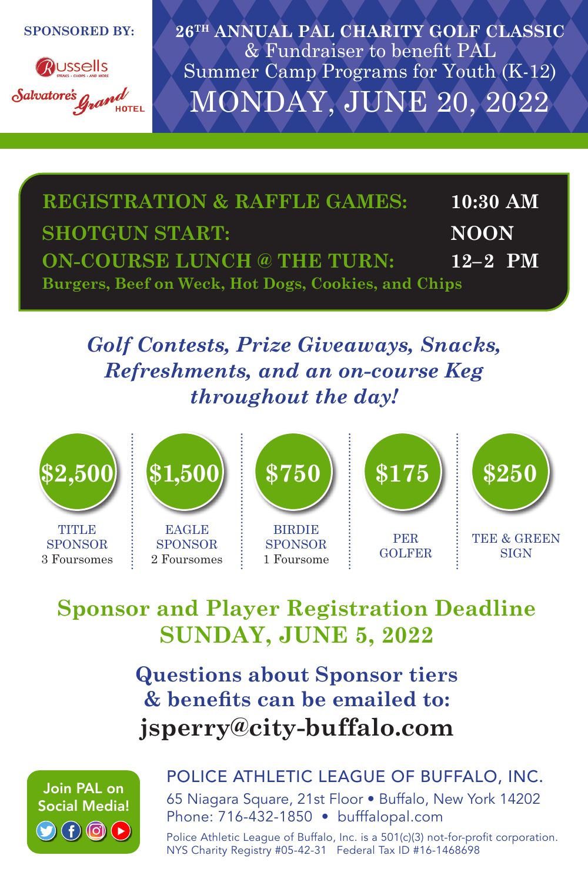**SPONSORED BY:**

Russells — STEAKS · CHOPS · AND MORE

Salvatore's Grand HOTEL

# 26TH ANNUAL PAL CHARITY GOLF CLASSIC

& Fundraiser to benefit PAL Summer Camp Programs for Youth (K-12)

## MONDAY, JUNE 20, 2022

| | |
|---|---|
| **REGISTRATION & RAFFLE GAMES:** | **10:30 AM** |
| **SHOTGUN START:** | **NOON** |
| **ON-COURSE LUNCH @ THE TURN:** | **12–2 PM** |

**Burgers, Beef on Weck, Hot Dogs, Cookies, and Chips**

***Golf Contests, Prize Giveaways, Snacks, Refreshments, and an on-course Keg throughout the day!***

| $2,500 | $1,500 | $750 | $175 | $250 |
|---|---|---|---|---|
| TITLE SPONSOR<br>3 Foursomes | EAGLE SPONSOR<br>2 Foursomes | BIRDIE SPONSOR<br>1 Foursome | PER GOLFER | TEE & GREEN SIGN |

## Sponsor and Player Registration Deadline SUNDAY, JUNE 5, 2022

**Questions about Sponsor tiers & benefits can be emailed to:**

**jsperry@city-buffalo.com**

Join PAL on Social Media!

POLICE ATHLETIC LEAGUE OF BUFFALO, INC.

65 Niagara Square, 21st Floor • Buffalo, New York 14202

Phone: 716-432-1850 • bufffalopal.com

Police Athletic League of Buffalo, Inc. is a 501(c)(3) not-for-profit corporation.
NYS Charity Registry #05-42-31 Federal Tax ID #16-1468698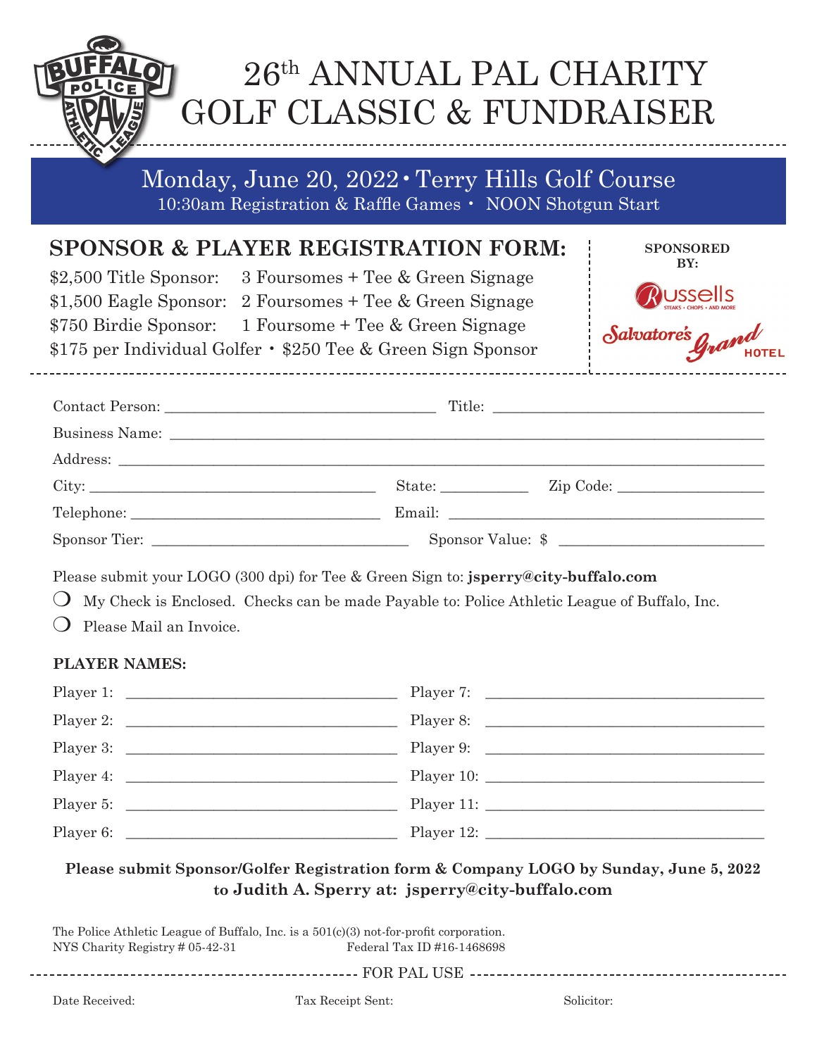# 26th ANNUAL PAL CHARITY GOLF CLASSIC & FUNDRAISER

**Monday, June 20, 2022 • Terry Hills Golf Course**

10:30am Registration & Raffle Games • NOON Shotgun Start

## SPONSOR & PLAYER REGISTRATION FORM:

$2,500 Title Sponsor: 3 Foursomes + Tee & Green Signage
$1,500 Eagle Sponsor: 2 Foursomes + Tee & Green Signage
$750 Birdie Sponsor: 1 Foursome + Tee & Green Signage
$175 per Individual Golfer • $250 Tee & Green Sign Sponsor

**SPONSORED BY:**

Russells STEAKS • CHOPS • AND MORE

Salvatore's Grand HOTEL

Contact Person: ______________________ Title: ______________________

Business Name: ______________________________________________

Address: ___________________________________________________

City: ______________________ State: __________ Zip Code: __________

Telephone: ______________________ Email: ______________________

Sponsor Tier: ______________________ Sponsor Value: $ ______________________

Please submit your LOGO (300 dpi) for Tee & Green Sign to: **jsperry@city-buffalo.com**

❍ My Check is Enclosed. Checks can be made Payable to: Police Athletic League of Buffalo, Inc.

❍ Please Mail an Invoice.

**PLAYER NAMES:**

Player 1: ______________________ Player 7: ______________________

Player 2: ______________________ Player 8: ______________________

Player 3: ______________________ Player 9: ______________________

Player 4: ______________________ Player 10: ______________________

Player 5: ______________________ Player 11: ______________________

Player 6: ______________________ Player 12: ______________________

**Please submit Sponsor/Golfer Registration form & Company LOGO by Sunday, June 5, 2022 to Judith A. Sperry at: jsperry@city-buffalo.com**

The Police Athletic League of Buffalo, Inc. is a 501(c)(3) not-for-profit corporation.
NYS Charity Registry # 05-42-31 Federal Tax ID #16-1468698

FOR PAL USE

Date Received: Tax Receipt Sent: Solicitor: